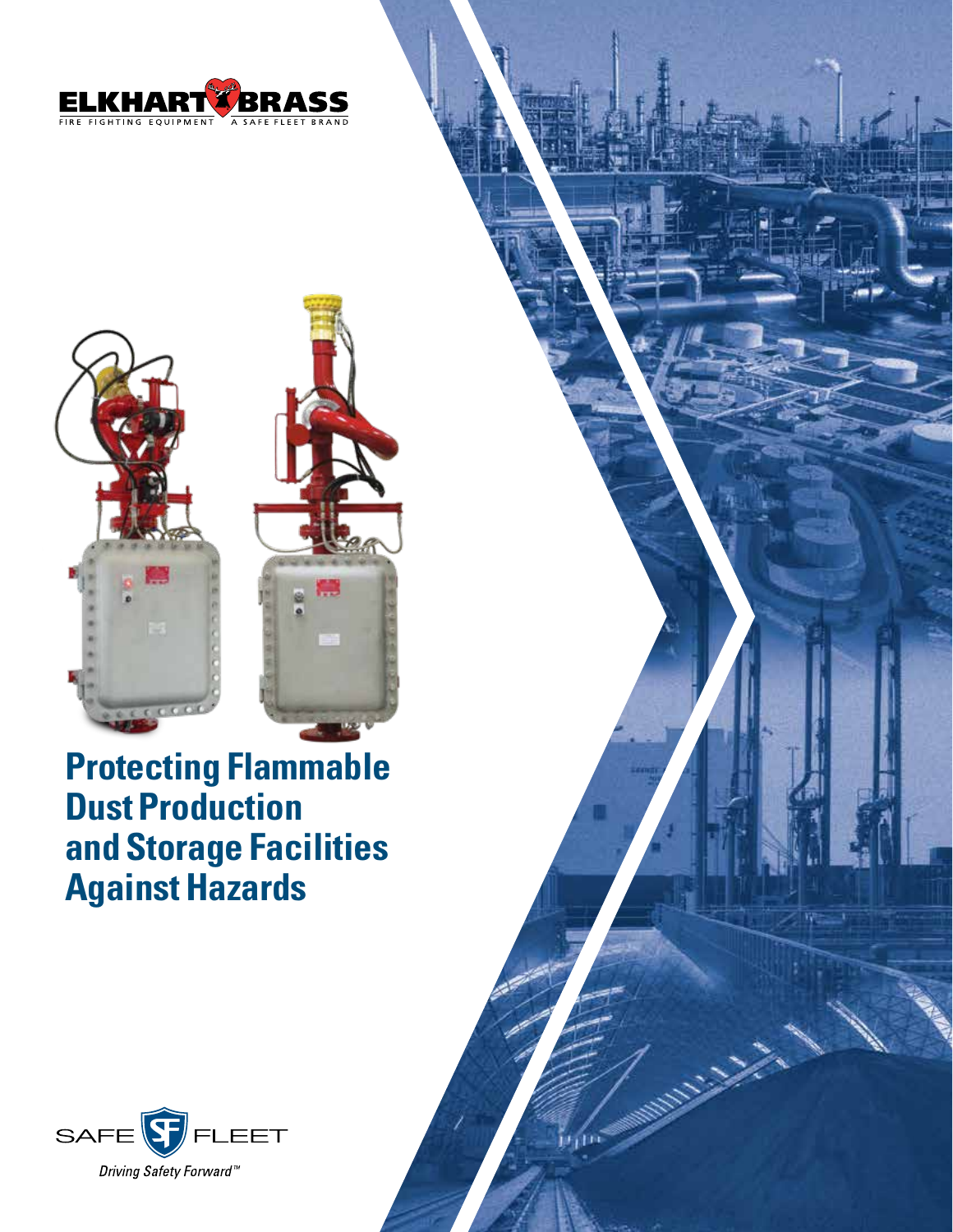ELKHART BRASS

FIRE FIGHTING EQUIPMENT A SAFE FLEET BRAND

# Protecting Flammable Dust Production and Storage Facilities Against Hazards

SAFE FLEET

*Driving Safety Forward™*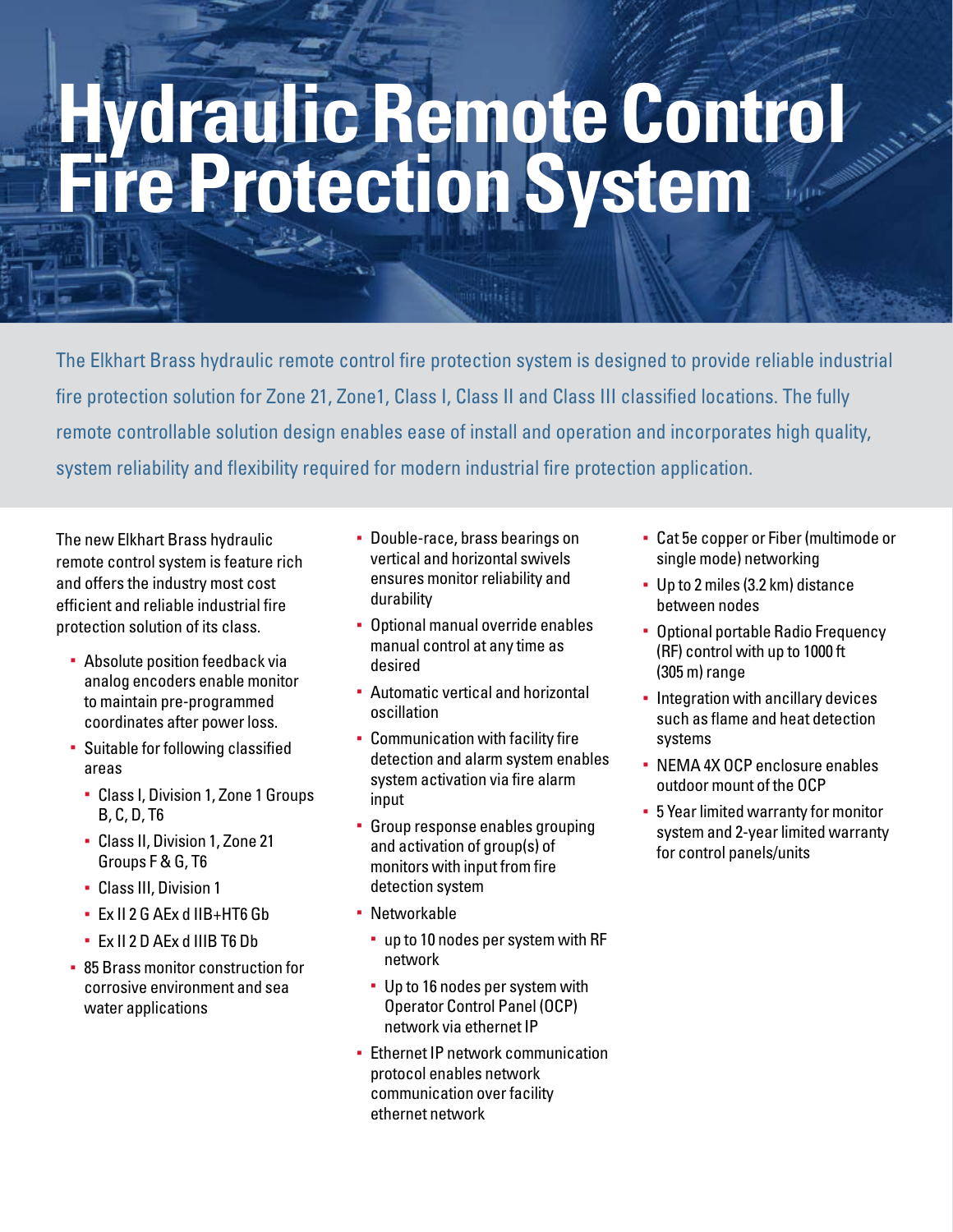# Hydraulic Remote Control Fire Protection System

The Elkhart Brass hydraulic remote control fire protection system is designed to provide reliable industrial fire protection solution for Zone 21, Zone1, Class I, Class II and Class III classified locations. The fully remote controllable solution design enables ease of install and operation and incorporates high quality, system reliability and flexibility required for modern industrial fire protection application.

The new Elkhart Brass hydraulic remote control system is feature rich and offers the industry most cost efficient and reliable industrial fire protection solution of its class.

- Absolute position feedback via analog encoders enable monitor to maintain pre-programmed coordinates after power loss.
- Suitable for following classified areas
  - Class I, Division 1, Zone 1 Groups B, C, D, T6
  - Class II, Division 1, Zone 21 Groups F & G, T6
  - Class III, Division 1
  - Ex II 2 G AEx d IIB+HT6 Gb
  - Ex II 2 D AEx d IIIB T6 Db
- 85 Brass monitor construction for corrosive environment and sea water applications
- Double-race, brass bearings on vertical and horizontal swivels ensures monitor reliability and durability
- Optional manual override enables manual control at any time as desired
- Automatic vertical and horizontal oscillation
- Communication with facility fire detection and alarm system enables system activation via fire alarm input
- Group response enables grouping and activation of group(s) of monitors with input from fire detection system
- Networkable
  - up to 10 nodes per system with RF network
  - Up to 16 nodes per system with Operator Control Panel (OCP) network via ethernet IP
- Ethernet IP network communication protocol enables network communication over facility ethernet network
- Cat 5e copper or Fiber (multimode or single mode) networking
- Up to 2 miles (3.2 km) distance between nodes
- Optional portable Radio Frequency (RF) control with up to 1000 ft (305 m) range
- Integration with ancillary devices such as flame and heat detection systems
- NEMA 4X OCP enclosure enables outdoor mount of the OCP
- 5 Year limited warranty for monitor system and 2-year limited warranty for control panels/units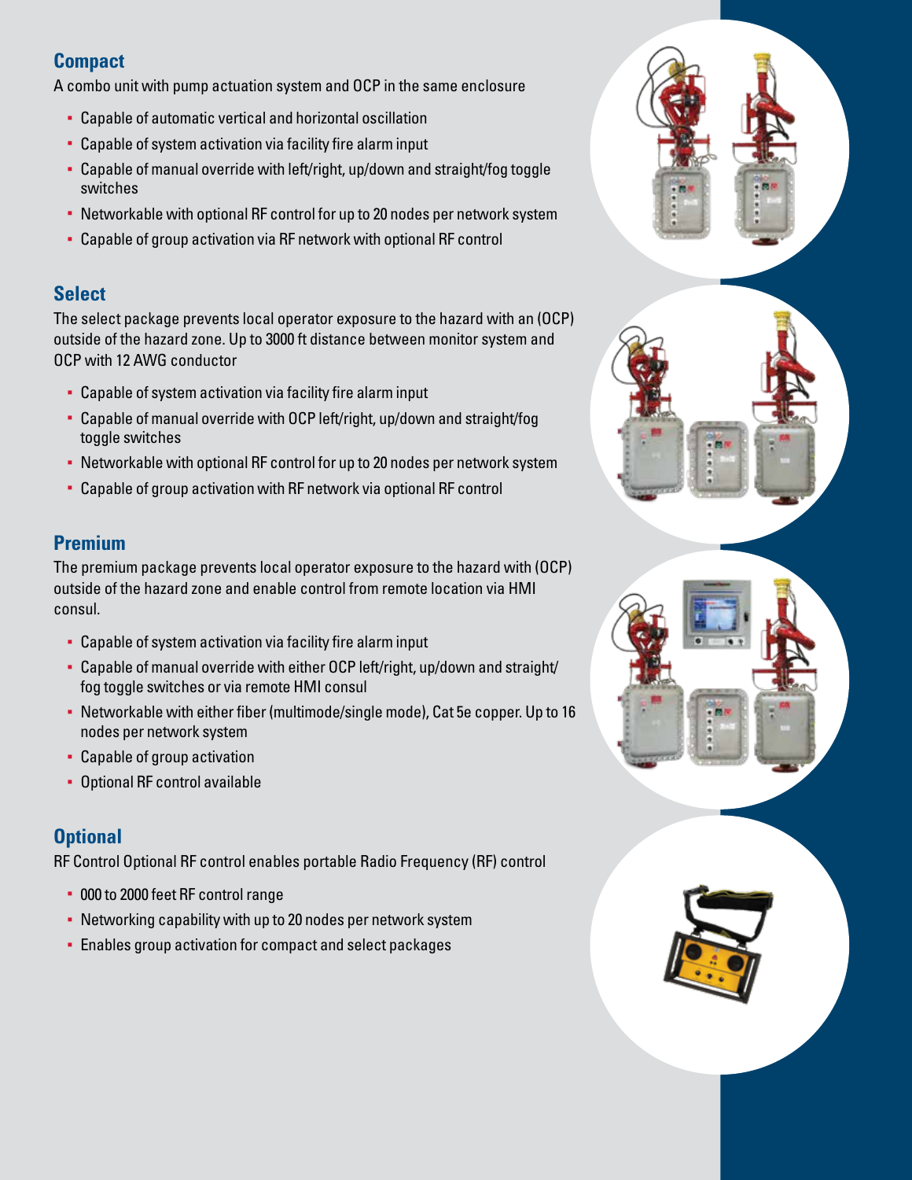## Compact

A combo unit with pump actuation system and OCP in the same enclosure

- Capable of automatic vertical and horizontal oscillation
- Capable of system activation via facility fire alarm input
- Capable of manual override with left/right, up/down and straight/fog toggle switches
- Networkable with optional RF control for up to 20 nodes per network system
- Capable of group activation via RF network with optional RF control

## Select

The select package prevents local operator exposure to the hazard with an (OCP) outside of the hazard zone. Up to 3000 ft distance between monitor system and OCP with 12 AWG conductor

- Capable of system activation via facility fire alarm input
- Capable of manual override with OCP left/right, up/down and straight/fog toggle switches
- Networkable with optional RF control for up to 20 nodes per network system
- Capable of group activation with RF network via optional RF control

## Premium

The premium package prevents local operator exposure to the hazard with (OCP) outside of the hazard zone and enable control from remote location via HMI consul.

- Capable of system activation via facility fire alarm input
- Capable of manual override with either OCP left/right, up/down and straight/fog toggle switches or via remote HMI consul
- Networkable with either fiber (multimode/single mode), Cat 5e copper. Up to 16 nodes per network system
- Capable of group activation
- Optional RF control available

## Optional

RF Control Optional RF control enables portable Radio Frequency (RF) control

- 000 to 2000 feet RF control range
- Networking capability with up to 20 nodes per network system
- Enables group activation for compact and select packages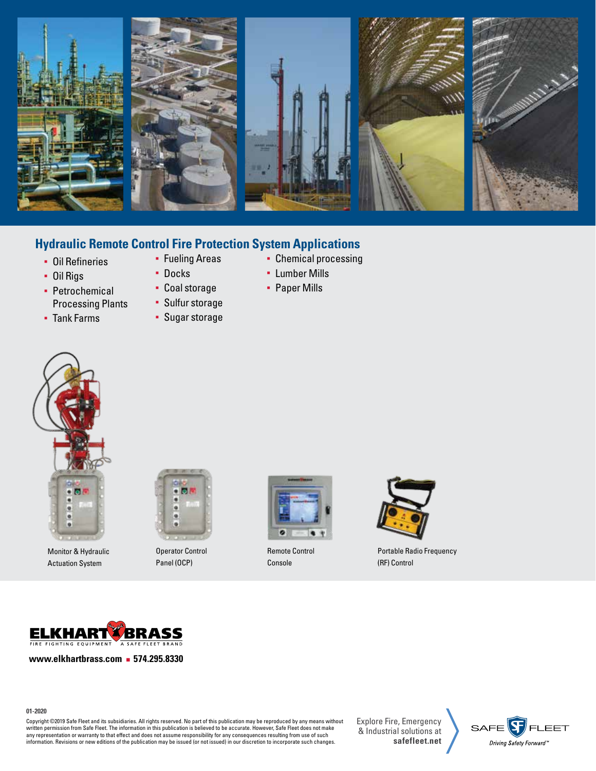## Hydraulic Remote Control Fire Protection System Applications

- Oil Refineries
- Oil Rigs
- Petrochemical Processing Plants
- Tank Farms
- Fueling Areas
- Docks
- Coal storage
- Sulfur storage
- Sugar storage
- Chemical processing
- Lumber Mills
- Paper Mills

Monitor & Hydraulic Actuation System

Operator Control Panel (OCP)

Remote Control Console

Portable Radio Frequency (RF) Control

ELKHART BRASS
FIRE FIGHTING EQUIPMENT | A SAFE FLEET BRAND

**www.elkhartbrass.com ▪ 574.295.8330**

**01-2020**

Copyright ©2019 Safe Fleet and its subsidiaries. All rights reserved. No part of this publication may be reproduced by any means without written permission from Safe Fleet. The information in this publication is believed to be accurate. However, Safe Fleet does not make any representation or warranty to that effect and does not assume responsibility for any consequences resulting from use of such information. Revisions or new editions of the publication may be issued (or not issued) in our discretion to incorporate such changes.

Explore Fire, Emergency & Industrial solutions at **safefleet.net**

SAFE FLEET
*Driving Safety Forward™*